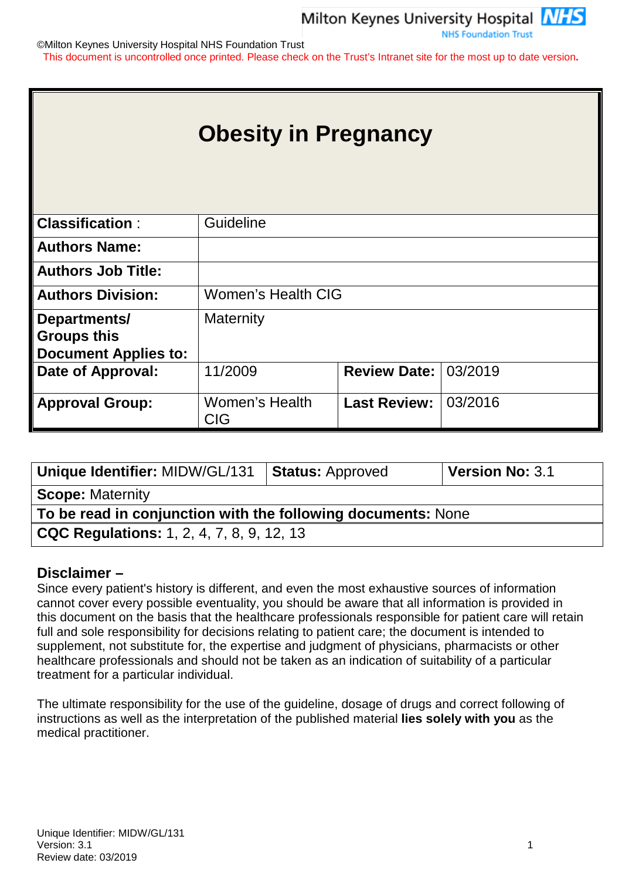©Milton Keynes University Hospital NHS Foundation Trust

This document is uncontrolled once printed. Please check on the Trust's Intranet site for the most up to date version**.**

# Obesity in Pregnancy

| | | | |
|---|---|---|---|
| **Classification** : | Guideline | | |
| **Authors Name:** | | | |
| **Authors Job Title:** | | | |
| **Authors Division:** | Women's Health CIG | | |
| **Departments/ Groups this Document Applies to:** | Maternity | | |
| **Date of Approval:** | 11/2009 | **Review Date:** | 03/2019 |
| **Approval Group:** | Women's Health CIG | **Last Review:** | 03/2016 |

| | | |
|---|---|---|
| **Unique Identifier:** MIDW/GL/131 | **Status:** Approved | **Version No:** 3.1 |
| **Scope:** Maternity | | |
| **To be read in conjunction with the following documents:** None | | |
| **CQC Regulations:** 1, 2, 4, 7, 8, 9, 12, 13 | | |

## Disclaimer –

Since every patient's history is different, and even the most exhaustive sources of information cannot cover every possible eventuality, you should be aware that all information is provided in this document on the basis that the healthcare professionals responsible for patient care will retain full and sole responsibility for decisions relating to patient care; the document is intended to supplement, not substitute for, the expertise and judgment of physicians, pharmacists or other healthcare professionals and should not be taken as an indication of suitability of a particular treatment for a particular individual.

The ultimate responsibility for the use of the guideline, dosage of drugs and correct following of instructions as well as the interpretation of the published material **lies solely with you** as the medical practitioner.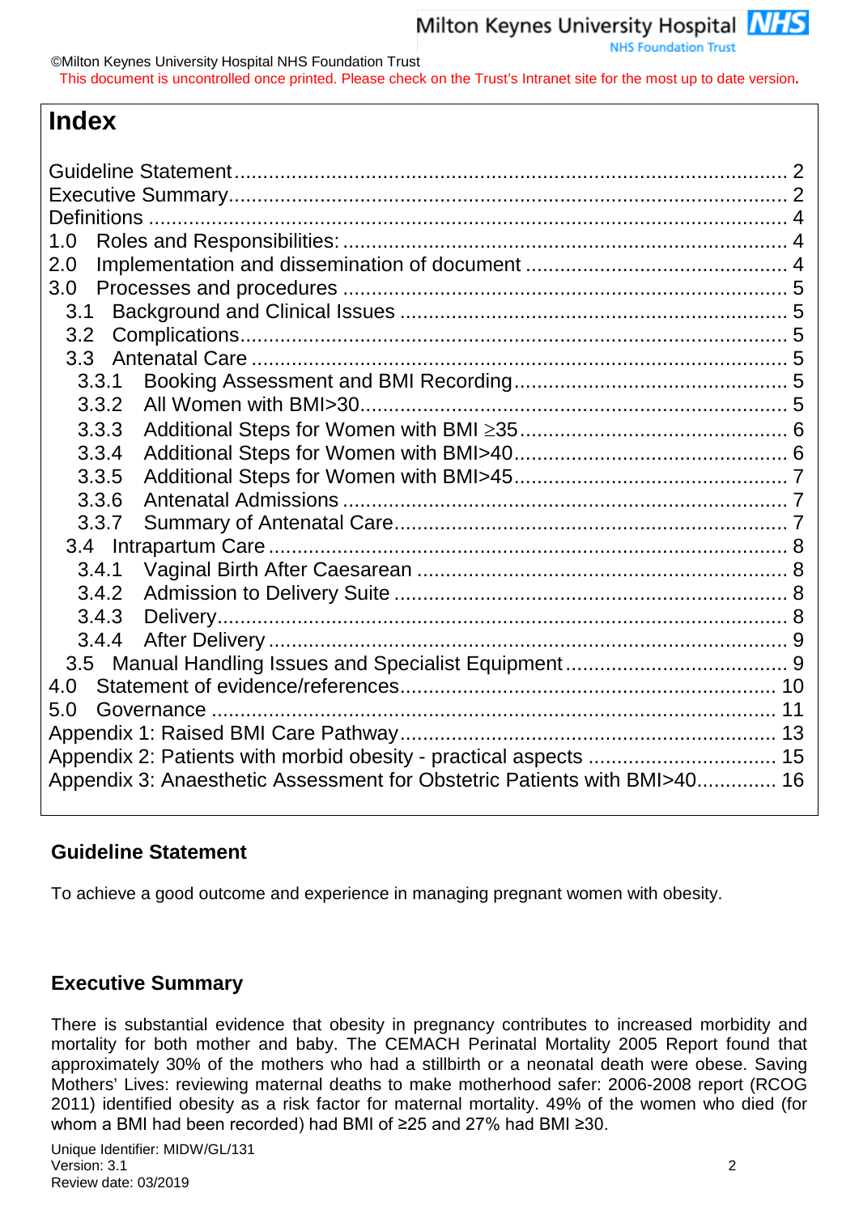# Index

Guideline Statement .......... 2
Executive Summary .......... 2
Definitions .......... 4
1.0 Roles and Responsibilities: .......... 4
2.0 Implementation and dissemination of document .......... 4
3.0 Processes and procedures .......... 5
- 3.1 Background and Clinical Issues .......... 5
- 3.2 Complications .......... 5
- 3.3 Antenatal Care .......... 5
  - 3.3.1 Booking Assessment and BMI Recording .......... 5
  - 3.3.2 All Women with BMI>30 .......... 5
  - 3.3.3 Additional Steps for Women with BMI ≥35 .......... 6
  - 3.3.4 Additional Steps for Women with BMI>40 .......... 6
  - 3.3.5 Additional Steps for Women with BMI>45 .......... 7
  - 3.3.6 Antenatal Admissions .......... 7
  - 3.3.7 Summary of Antenatal Care .......... 7
- 3.4 Intrapartum Care .......... 8
  - 3.4.1 Vaginal Birth After Caesarean .......... 8
  - 3.4.2 Admission to Delivery Suite .......... 8
  - 3.4.3 Delivery .......... 8
  - 3.4.4 After Delivery .......... 9
- 3.5 Manual Handling Issues and Specialist Equipment .......... 9

4.0 Statement of evidence/references .......... 10
5.0 Governance .......... 11
Appendix 1: Raised BMI Care Pathway .......... 13
Appendix 2: Patients with morbid obesity - practical aspects .......... 15
Appendix 3: Anaesthetic Assessment for Obstetric Patients with BMI>40 .......... 16

## Guideline Statement

To achieve a good outcome and experience in managing pregnant women with obesity.

## Executive Summary

There is substantial evidence that obesity in pregnancy contributes to increased morbidity and mortality for both mother and baby. The CEMACH Perinatal Mortality 2005 Report found that approximately 30% of the mothers who had a stillbirth or a neonatal death were obese. Saving Mothers' Lives: reviewing maternal deaths to make motherhood safer: 2006-2008 report (RCOG 2011) identified obesity as a risk factor for maternal mortality. 49% of the women who died (for whom a BMI had been recorded) had BMI of ≥25 and 27% had BMI ≥30.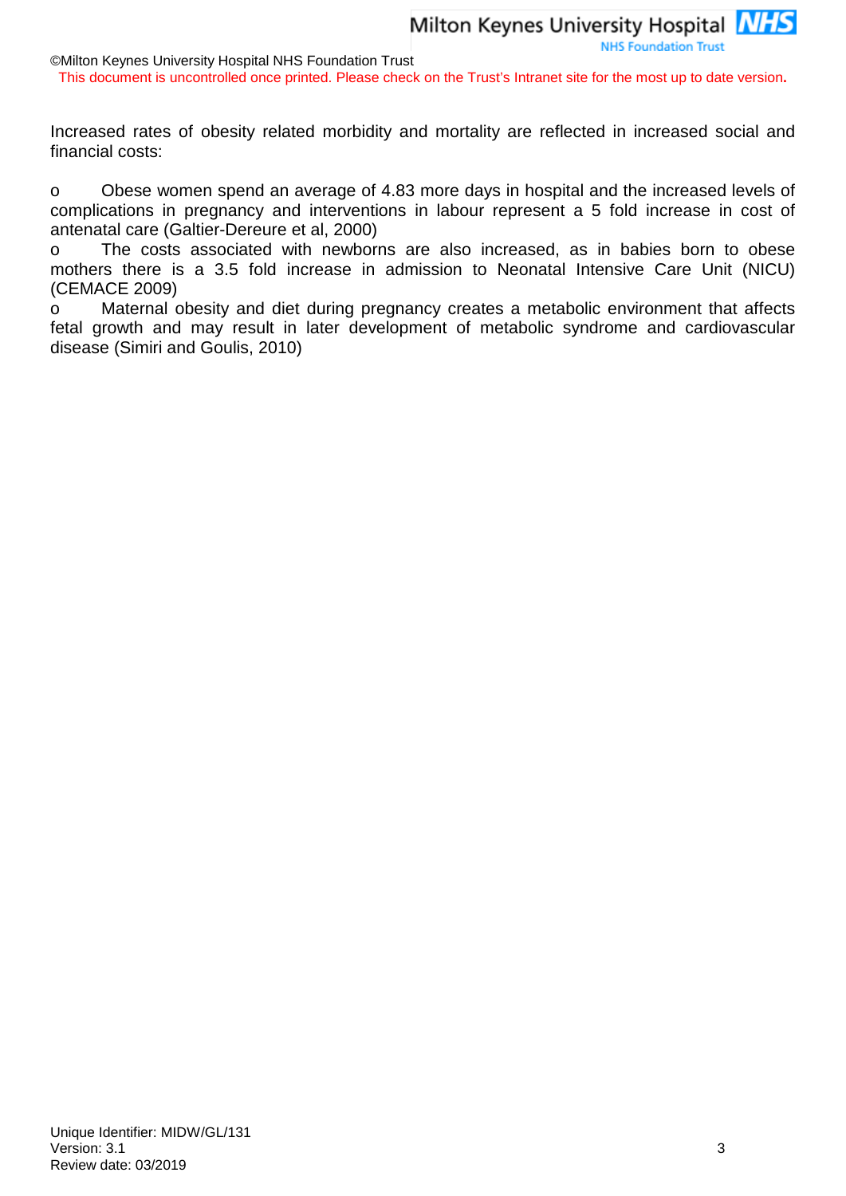Increased rates of obesity related morbidity and mortality are reflected in increased social and financial costs:

- Obese women spend an average of 4.83 more days in hospital and the increased levels of complications in pregnancy and interventions in labour represent a 5 fold increase in cost of antenatal care (Galtier-Dereure et al, 2000)
- The costs associated with newborns are also increased, as in babies born to obese mothers there is a 3.5 fold increase in admission to Neonatal Intensive Care Unit (NICU) (CEMACE 2009)
- Maternal obesity and diet during pregnancy creates a metabolic environment that affects fetal growth and may result in later development of metabolic syndrome and cardiovascular disease (Simiri and Goulis, 2010)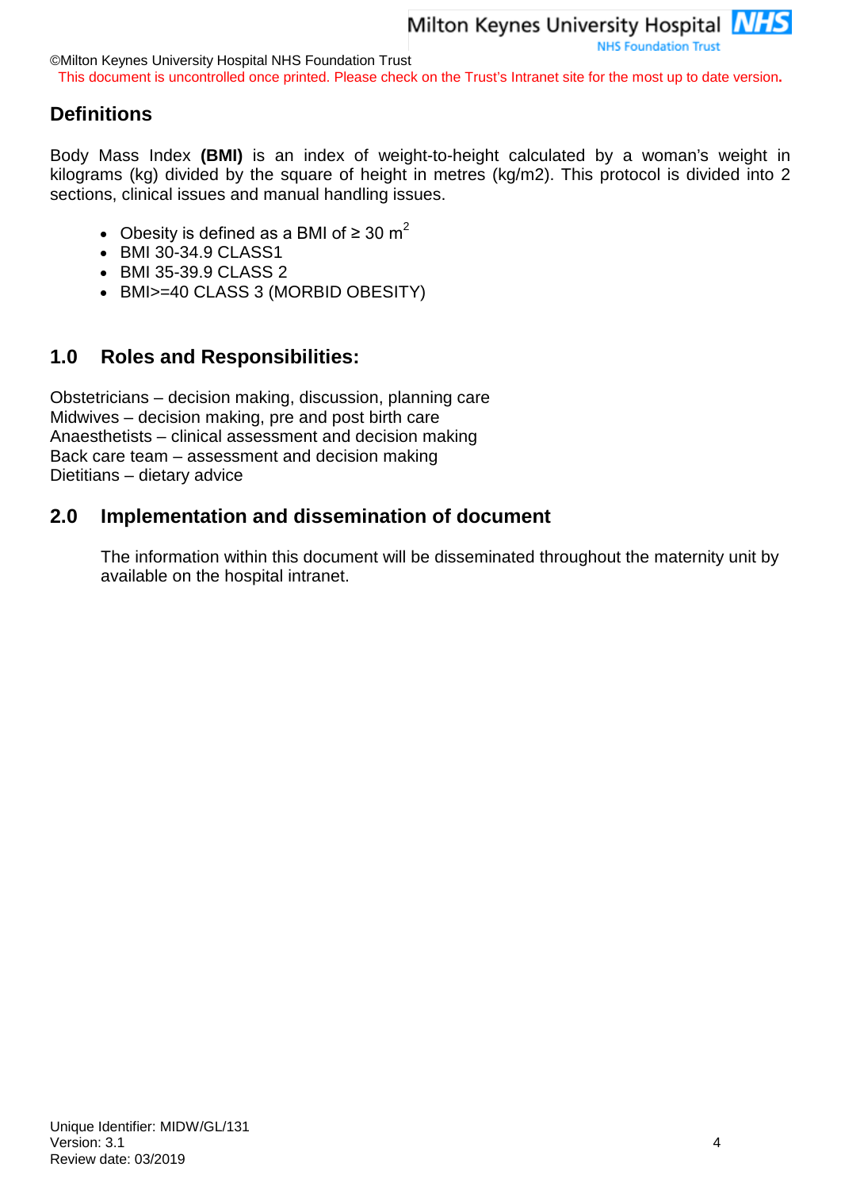## Definitions

Body Mass Index **(BMI)** is an index of weight-to-height calculated by a woman's weight in kilograms (kg) divided by the square of height in metres (kg/m2). This protocol is divided into 2 sections, clinical issues and manual handling issues.

- Obesity is defined as a BMI of ≥ 30 $m^2$
- BMI 30-34.9 CLASS1
- BMI 35-39.9 CLASS 2
- BMI>=40 CLASS 3 (MORBID OBESITY)

## 1.0 Roles and Responsibilities:

Obstetricians – decision making, discussion, planning care
Midwives – decision making, pre and post birth care
Anaesthetists – clinical assessment and decision making
Back care team – assessment and decision making
Dietitians – dietary advice

## 2.0 Implementation and dissemination of document

The information within this document will be disseminated throughout the maternity unit by available on the hospital intranet.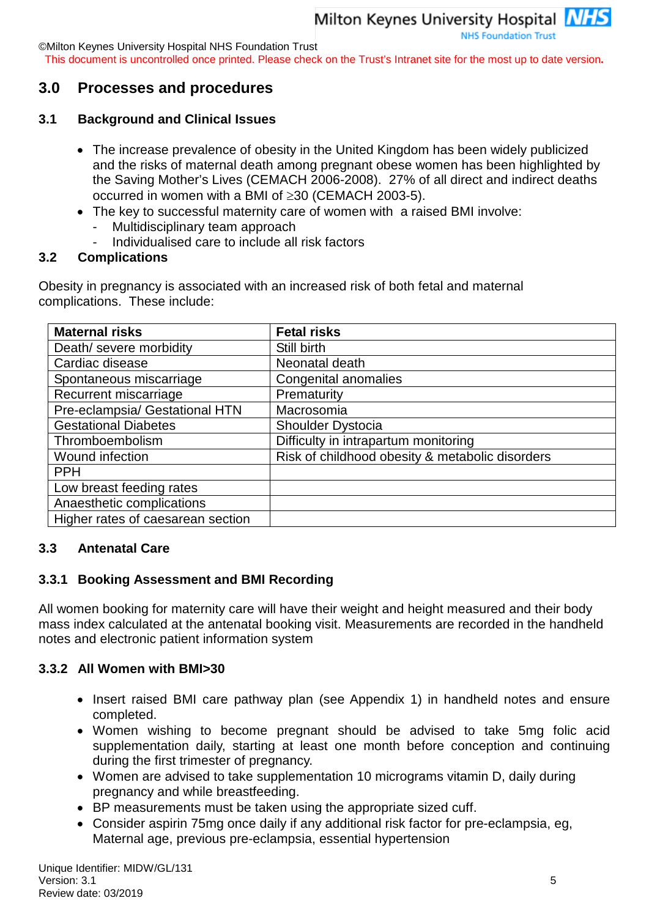## 3.0 Processes and procedures

### 3.1 Background and Clinical Issues

- The increase prevalence of obesity in the United Kingdom has been widely publicized and the risks of maternal death among pregnant obese women has been highlighted by the Saving Mother's Lives (CEMACH 2006-2008). 27% of all direct and indirect deaths occurred in women with a BMI of ≥30 (CEMACH 2003-5).
- The key to successful maternity care of women with a raised BMI involve:
  - Multidisciplinary team approach
  - Individualised care to include all risk factors

### 3.2 Complications

Obesity in pregnancy is associated with an increased risk of both fetal and maternal complications. These include:

| Maternal risks | Fetal risks |
|---|---|
| Death/ severe morbidity | Still birth |
| Cardiac disease | Neonatal death |
| Spontaneous miscarriage | Congenital anomalies |
| Recurrent miscarriage | Prematurity |
| Pre-eclampsia/ Gestational HTN | Macrosomia |
| Gestational Diabetes | Shoulder Dystocia |
| Thromboembolism | Difficulty in intrapartum monitoring |
| Wound infection | Risk of childhood obesity & metabolic disorders |
| PPH | |
| Low breast feeding rates | |
| Anaesthetic complications | |
| Higher rates of caesarean section | |

### 3.3 Antenatal Care

#### 3.3.1 Booking Assessment and BMI Recording

All women booking for maternity care will have their weight and height measured and their body mass index calculated at the antenatal booking visit. Measurements are recorded in the handheld notes and electronic patient information system

#### 3.3.2 All Women with BMI>30

- Insert raised BMI care pathway plan (see Appendix 1) in handheld notes and ensure completed.
- Women wishing to become pregnant should be advised to take 5mg folic acid supplementation daily, starting at least one month before conception and continuing during the first trimester of pregnancy.
- Women are advised to take supplementation 10 micrograms vitamin D, daily during pregnancy and while breastfeeding.
- BP measurements must be taken using the appropriate sized cuff.
- Consider aspirin 75mg once daily if any additional risk factor for pre-eclampsia, eg, Maternal age, previous pre-eclampsia, essential hypertension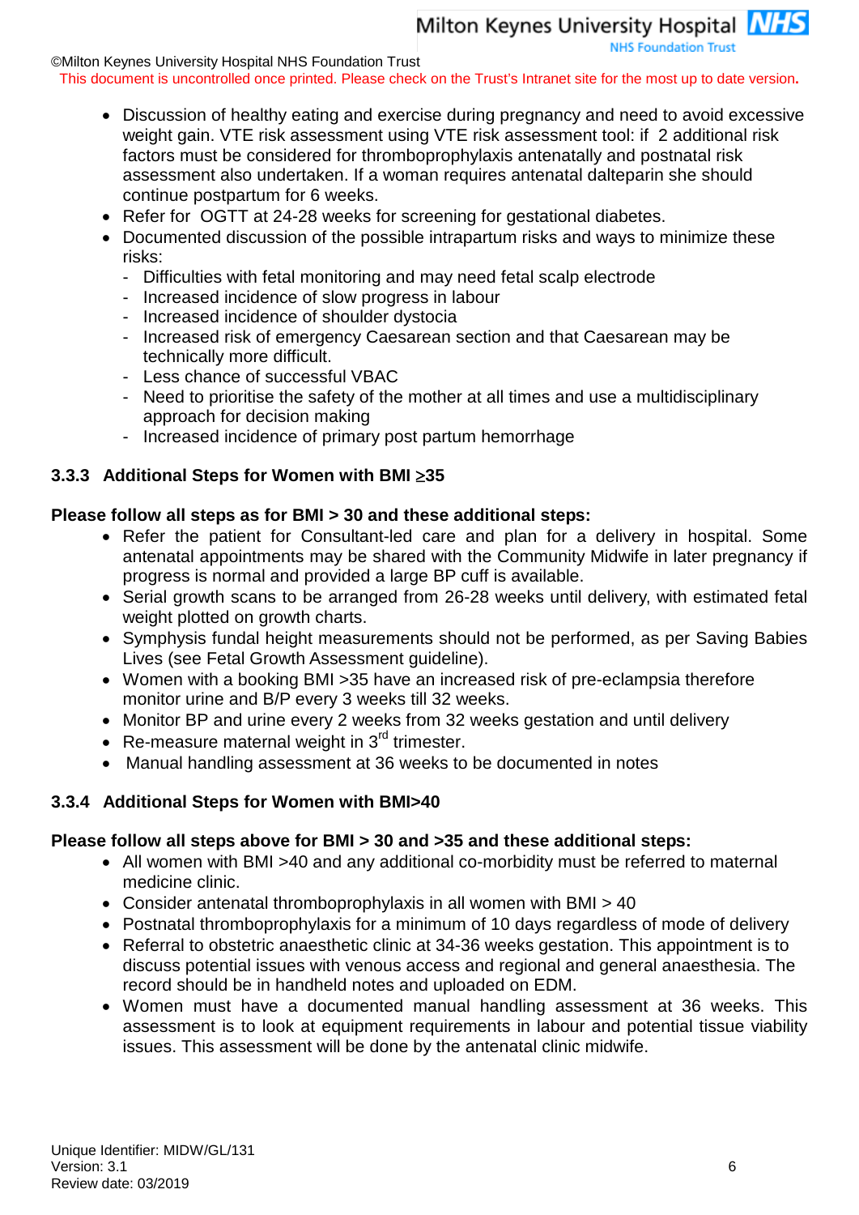- Discussion of healthy eating and exercise during pregnancy and need to avoid excessive weight gain. VTE risk assessment using VTE risk assessment tool: if 2 additional risk factors must be considered for thromboprophylaxis antenatally and postnatal risk assessment also undertaken. If a woman requires antenatal dalteparin she should continue postpartum for 6 weeks.
- Refer for OGTT at 24-28 weeks for screening for gestational diabetes.
- Documented discussion of the possible intrapartum risks and ways to minimize these risks:
  - Difficulties with fetal monitoring and may need fetal scalp electrode
  - Increased incidence of slow progress in labour
  - Increased incidence of shoulder dystocia
  - Increased risk of emergency Caesarean section and that Caesarean may be technically more difficult.
  - Less chance of successful VBAC
  - Need to prioritise the safety of the mother at all times and use a multidisciplinary approach for decision making
  - Increased incidence of primary post partum hemorrhage

### 3.3.3 Additional Steps for Women with BMI ≥35

**Please follow all steps as for BMI > 30 and these additional steps:**

- Refer the patient for Consultant-led care and plan for a delivery in hospital. Some antenatal appointments may be shared with the Community Midwife in later pregnancy if progress is normal and provided a large BP cuff is available.
- Serial growth scans to be arranged from 26-28 weeks until delivery, with estimated fetal weight plotted on growth charts.
- Symphysis fundal height measurements should not be performed, as per Saving Babies Lives (see Fetal Growth Assessment guideline).
- Women with a booking BMI >35 have an increased risk of pre-eclampsia therefore monitor urine and B/P every 3 weeks till 32 weeks.
- Monitor BP and urine every 2 weeks from 32 weeks gestation and until delivery
- Re-measure maternal weight in 3rd trimester.
- Manual handling assessment at 36 weeks to be documented in notes

### 3.3.4 Additional Steps for Women with BMI>40

**Please follow all steps above for BMI > 30 and >35 and these additional steps:**

- All women with BMI >40 and any additional co-morbidity must be referred to maternal medicine clinic.
- Consider antenatal thromboprophylaxis in all women with BMI > 40
- Postnatal thromboprophylaxis for a minimum of 10 days regardless of mode of delivery
- Referral to obstetric anaesthetic clinic at 34-36 weeks gestation. This appointment is to discuss potential issues with venous access and regional and general anaesthesia. The record should be in handheld notes and uploaded on EDM.
- Women must have a documented manual handling assessment at 36 weeks. This assessment is to look at equipment requirements in labour and potential tissue viability issues. This assessment will be done by the antenatal clinic midwife.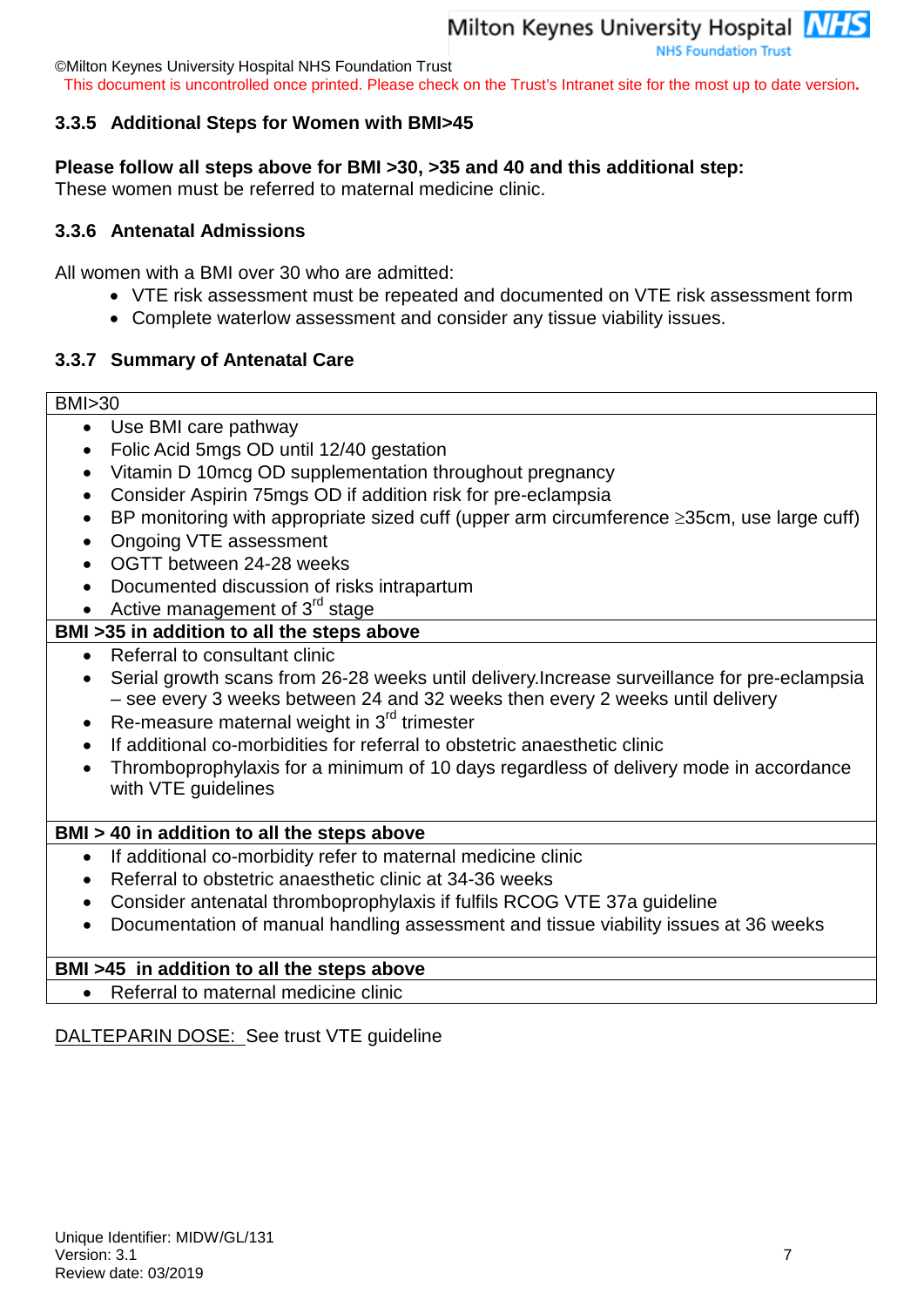### 3.3.5 Additional Steps for Women with BMI>45

**Please follow all steps above for BMI >30, >35 and 40 and this additional step:**
These women must be referred to maternal medicine clinic.

### 3.3.6 Antenatal Admissions

All women with a BMI over 30 who are admitted:

- VTE risk assessment must be repeated and documented on VTE risk assessment form
- Complete waterlow assessment and consider any tissue viability issues.

### 3.3.7 Summary of Antenatal Care

| BMI>30 |
|---|
| • Use BMI care pathway<br>• Folic Acid 5mgs OD until 12/40 gestation<br>• Vitamin D 10mcg OD supplementation throughout pregnancy<br>• Consider Aspirin 75mgs OD if addition risk for pre-eclampsia<br>• BP monitoring with appropriate sized cuff (upper arm circumference ≥35cm, use large cuff)<br>• Ongoing VTE assessment<br>• OGTT between 24-28 weeks<br>• Documented discussion of risks intrapartum<br>• Active management of 3rd stage |
| **BMI >35 in addition to all the steps above** |
| • Referral to consultant clinic<br>• Serial growth scans from 26-28 weeks until delivery.Increase surveillance for pre-eclampsia – see every 3 weeks between 24 and 32 weeks then every 2 weeks until delivery<br>• Re-measure maternal weight in 3rd trimester<br>• If additional co-morbidities for referral to obstetric anaesthetic clinic<br>• Thromboprophylaxis for a minimum of 10 days regardless of delivery mode in accordance with VTE guidelines |
| **BMI > 40 in addition to all the steps above** |
| • If additional co-morbidity refer to maternal medicine clinic<br>• Referral to obstetric anaesthetic clinic at 34-36 weeks<br>• Consider antenatal thromboprophylaxis if fulfils RCOG VTE 37a guideline<br>• Documentation of manual handling assessment and tissue viability issues at 36 weeks |
| **BMI >45 in addition to all the steps above** |
| • Referral to maternal medicine clinic |

DALTEPARIN DOSE: See trust VTE guideline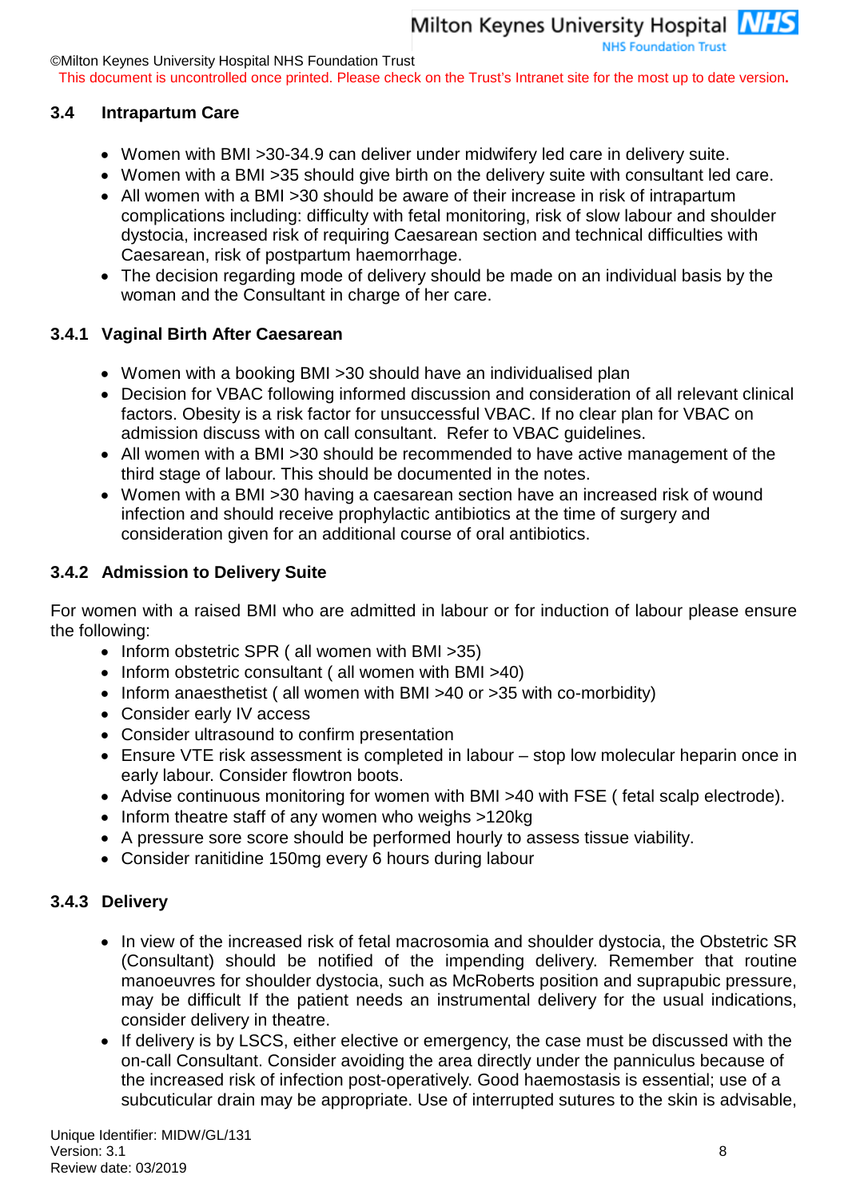### 3.4 Intrapartum Care

- Women with BMI >30-34.9 can deliver under midwifery led care in delivery suite.
- Women with a BMI >35 should give birth on the delivery suite with consultant led care.
- All women with a BMI >30 should be aware of their increase in risk of intrapartum complications including: difficulty with fetal monitoring, risk of slow labour and shoulder dystocia, increased risk of requiring Caesarean section and technical difficulties with Caesarean, risk of postpartum haemorrhage.
- The decision regarding mode of delivery should be made on an individual basis by the woman and the Consultant in charge of her care.

#### 3.4.1 Vaginal Birth After Caesarean

- Women with a booking BMI >30 should have an individualised plan
- Decision for VBAC following informed discussion and consideration of all relevant clinical factors. Obesity is a risk factor for unsuccessful VBAC. If no clear plan for VBAC on admission discuss with on call consultant. Refer to VBAC guidelines.
- All women with a BMI >30 should be recommended to have active management of the third stage of labour. This should be documented in the notes.
- Women with a BMI >30 having a caesarean section have an increased risk of wound infection and should receive prophylactic antibiotics at the time of surgery and consideration given for an additional course of oral antibiotics.

#### 3.4.2 Admission to Delivery Suite

For women with a raised BMI who are admitted in labour or for induction of labour please ensure the following:

- Inform obstetric SPR ( all women with BMI >35)
- Inform obstetric consultant ( all women with BMI >40)
- Inform anaesthetist ( all women with BMI >40 or >35 with co-morbidity)
- Consider early IV access
- Consider ultrasound to confirm presentation
- Ensure VTE risk assessment is completed in labour – stop low molecular heparin once in early labour. Consider flowtron boots.
- Advise continuous monitoring for women with BMI >40 with FSE ( fetal scalp electrode).
- Inform theatre staff of any women who weighs >120kg
- A pressure sore score should be performed hourly to assess tissue viability.
- Consider ranitidine 150mg every 6 hours during labour

#### 3.4.3 Delivery

- In view of the increased risk of fetal macrosomia and shoulder dystocia, the Obstetric SR (Consultant) should be notified of the impending delivery. Remember that routine manoeuvres for shoulder dystocia, such as McRoberts position and suprapubic pressure, may be difficult If the patient needs an instrumental delivery for the usual indications, consider delivery in theatre.
- If delivery is by LSCS, either elective or emergency, the case must be discussed with the on-call Consultant. Consider avoiding the area directly under the panniculus because of the increased risk of infection post-operatively. Good haemostasis is essential; use of a subcuticular drain may be appropriate. Use of interrupted sutures to the skin is advisable,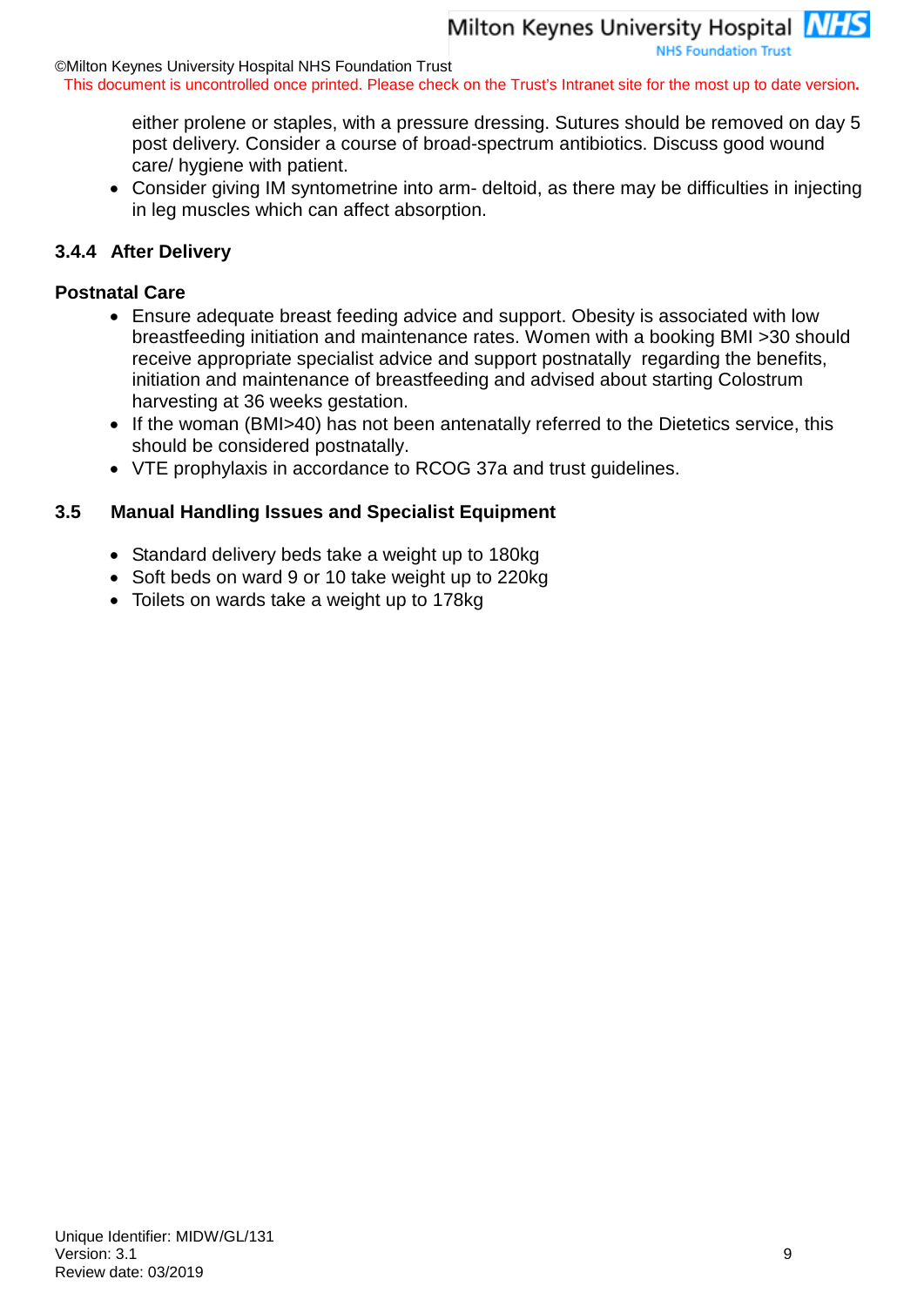either prolene or staples, with a pressure dressing. Sutures should be removed on day 5 post delivery. Consider a course of broad-spectrum antibiotics. Discuss good wound care/ hygiene with patient.

- Consider giving IM syntometrine into arm- deltoid, as there may be difficulties in injecting in leg muscles which can affect absorption.

### 3.4.4 After Delivery

**Postnatal Care**

- Ensure adequate breast feeding advice and support. Obesity is associated with low breastfeeding initiation and maintenance rates. Women with a booking BMI >30 should receive appropriate specialist advice and support postnatally regarding the benefits, initiation and maintenance of breastfeeding and advised about starting Colostrum harvesting at 36 weeks gestation.
- If the woman (BMI>40) has not been antenatally referred to the Dietetics service, this should be considered postnatally.
- VTE prophylaxis in accordance to RCOG 37a and trust guidelines.

## 3.5 Manual Handling Issues and Specialist Equipment

- Standard delivery beds take a weight up to 180kg
- Soft beds on ward 9 or 10 take weight up to 220kg
- Toilets on wards take a weight up to 178kg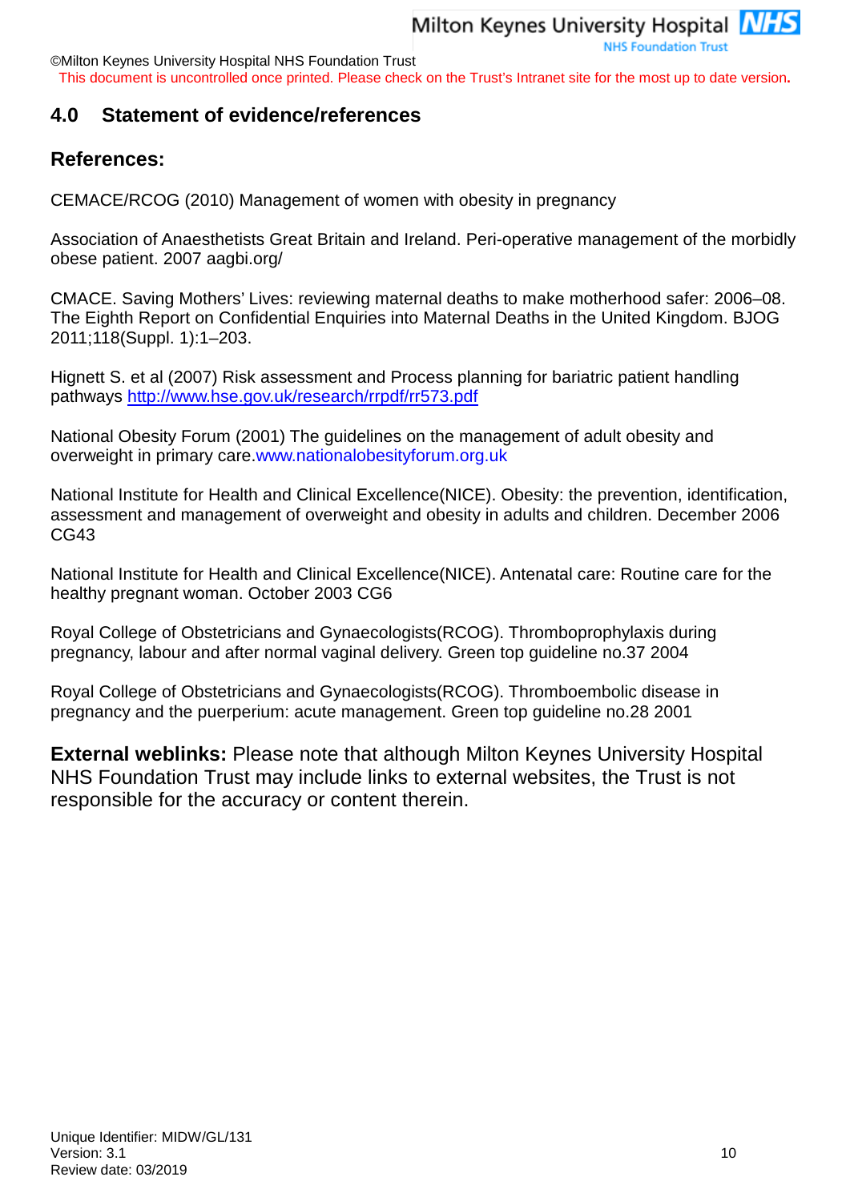## 4.0 Statement of evidence/references

### References:

CEMACE/RCOG (2010) Management of women with obesity in pregnancy

Association of Anaesthetists Great Britain and Ireland. Peri-operative management of the morbidly obese patient. 2007 aagbi.org/

CMACE. Saving Mothers' Lives: reviewing maternal deaths to make motherhood safer: 2006–08. The Eighth Report on Confidential Enquiries into Maternal Deaths in the United Kingdom. BJOG 2011;118(Suppl. 1):1–203.

Hignett S. et al (2007) Risk assessment and Process planning for bariatric patient handling pathways http://www.hse.gov.uk/research/rrpdf/rr573.pdf

National Obesity Forum (2001) The guidelines on the management of adult obesity and overweight in primary care.www.nationalobesityforum.org.uk

National Institute for Health and Clinical Excellence(NICE). Obesity: the prevention, identification, assessment and management of overweight and obesity in adults and children. December 2006 CG43

National Institute for Health and Clinical Excellence(NICE). Antenatal care: Routine care for the healthy pregnant woman. October 2003 CG6

Royal College of Obstetricians and Gynaecologists(RCOG). Thromboprophylaxis during pregnancy, labour and after normal vaginal delivery. Green top guideline no.37 2004

Royal College of Obstetricians and Gynaecologists(RCOG). Thromboembolic disease in pregnancy and the puerperium: acute management. Green top guideline no.28 2001

**External weblinks:** Please note that although Milton Keynes University Hospital NHS Foundation Trust may include links to external websites, the Trust is not responsible for the accuracy or content therein.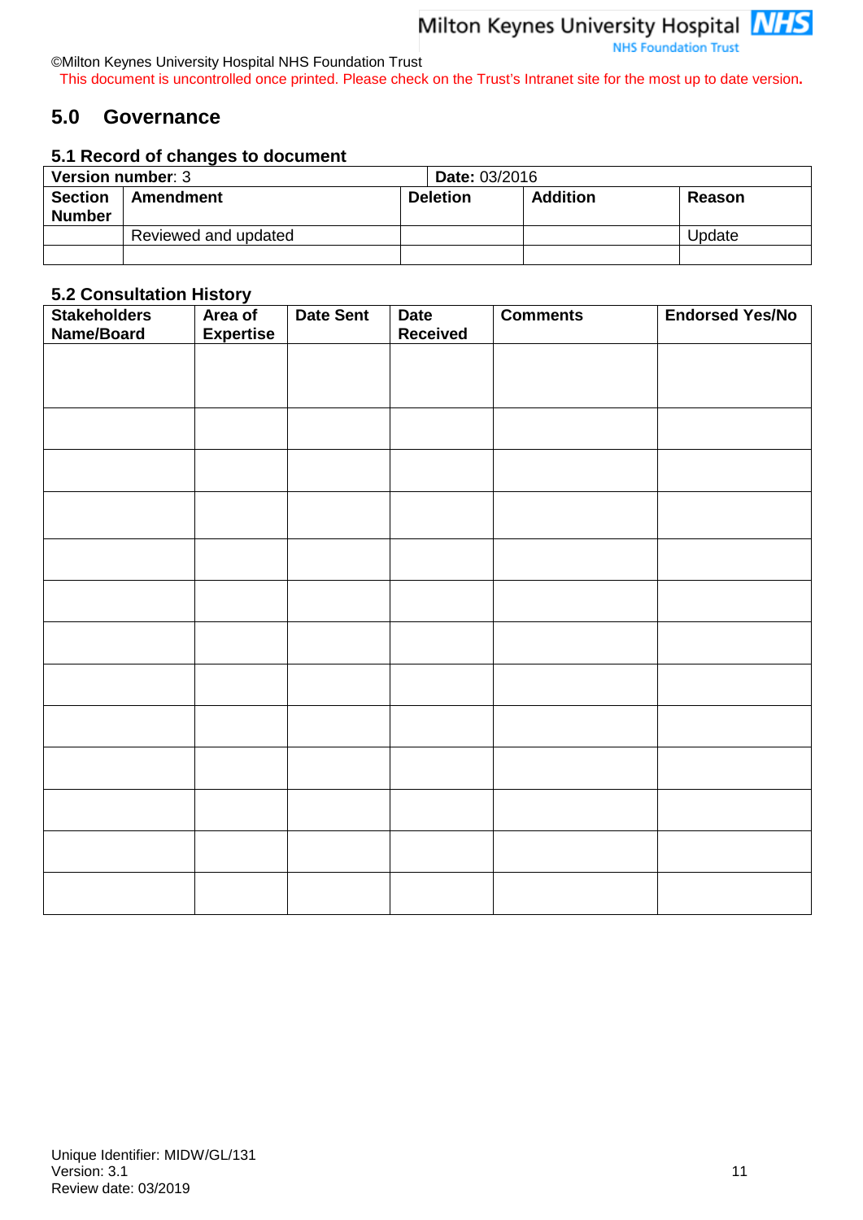©Milton Keynes University Hospital NHS Foundation Trust

This document is uncontrolled once printed. Please check on the Trust's Intranet site for the most up to date version.

## 5.0 Governance

### 5.1 Record of changes to document

| **Version number**: 3 | | **Date:** 03/2016 | | |
|---|---|---|---|---|
| **Section Number** | **Amendment** | **Deletion** | **Addition** | **Reason** |
| | Reviewed and updated | | | Update |
| | | | | |

### 5.2 Consultation History

| Stakeholders Name/Board | Area of Expertise | Date Sent | Date Received | Comments | Endorsed Yes/No |
|---|---|---|---|---|---|
| | | | | | |
| | | | | | |
| | | | | | |
| | | | | | |
| | | | | | |
| | | | | | |
| | | | | | |
| | | | | | |
| | | | | | |
| | | | | | |
| | | | | | |
| | | | | | |
| | | | | | |

Unique Identifier: MIDW/GL/131
Version: 3.1
Review date: 03/2019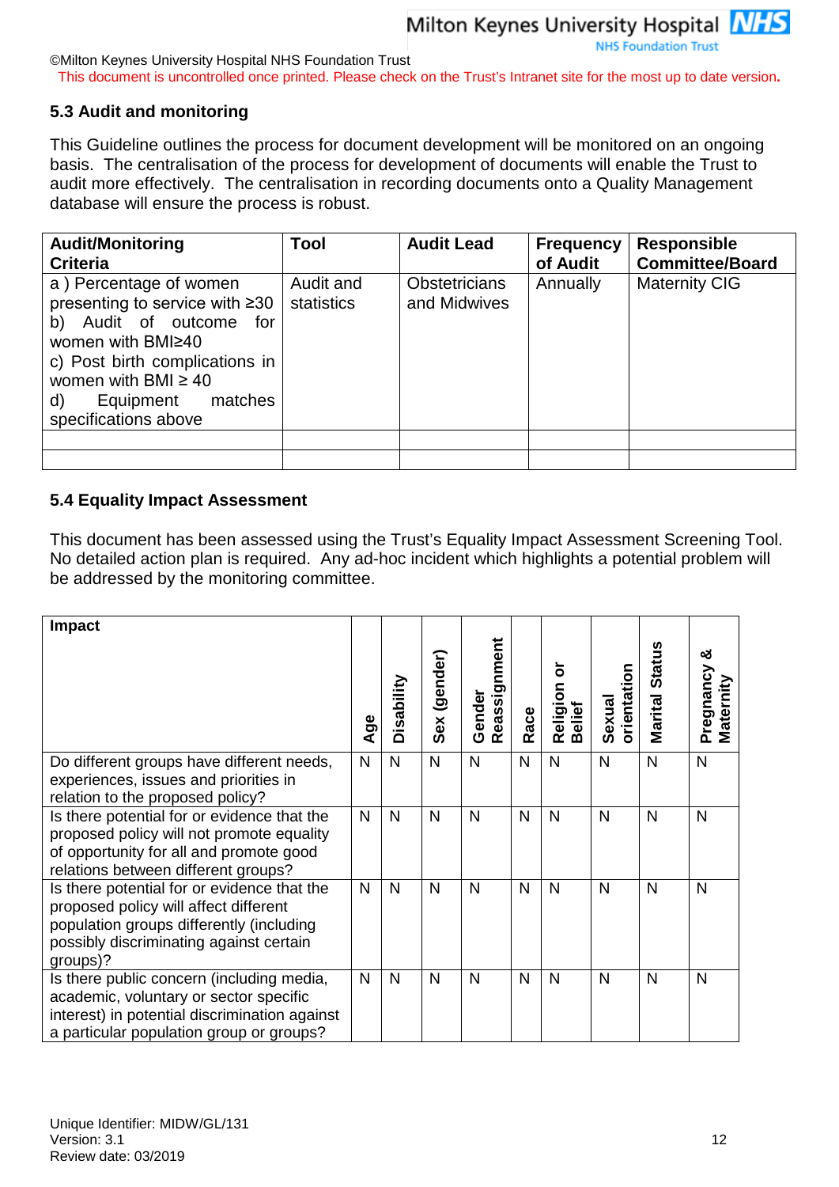## 5.3 Audit and monitoring

This Guideline outlines the process for document development will be monitored on an ongoing basis. The centralisation of the process for development of documents will enable the Trust to audit more effectively. The centralisation in recording documents onto a Quality Management database will ensure the process is robust.

| Audit/Monitoring Criteria | Tool | Audit Lead | Frequency of Audit | Responsible Committee/Board |
|---|---|---|---|---|
| a ) Percentage of women presenting to service with ≥30<br>b) Audit of outcome for women with BMI≥40<br>c) Post birth complications in women with BMI ≥ 40<br>d) Equipment matches specifications above | Audit and statistics | Obstetricians and Midwives | Annually | Maternity CIG |
| | | | | |
| | | | | |

## 5.4 Equality Impact Assessment

This document has been assessed using the Trust's Equality Impact Assessment Screening Tool. No detailed action plan is required. Any ad-hoc incident which highlights a potential problem will be addressed by the monitoring committee.

| Impact | Age | Disability | Sex (gender) | Gender Reassignment | Race | Religion or Belief | Sexual orientation | Marital Status | Pregnancy & Maternity |
|---|---|---|---|---|---|---|---|---|---|
| Do different groups have different needs, experiences, issues and priorities in relation to the proposed policy? | N | N | N | N | N | N | N | N | N |
| Is there potential for or evidence that the proposed policy will not promote equality of opportunity for all and promote good relations between different groups? | N | N | N | N | N | N | N | N | N |
| Is there potential for or evidence that the proposed policy will affect different population groups differently (including possibly discriminating against certain groups)? | N | N | N | N | N | N | N | N | N |
| Is there public concern (including media, academic, voluntary or sector specific interest) in potential discrimination against a particular population group or groups? | N | N | N | N | N | N | N | N | N |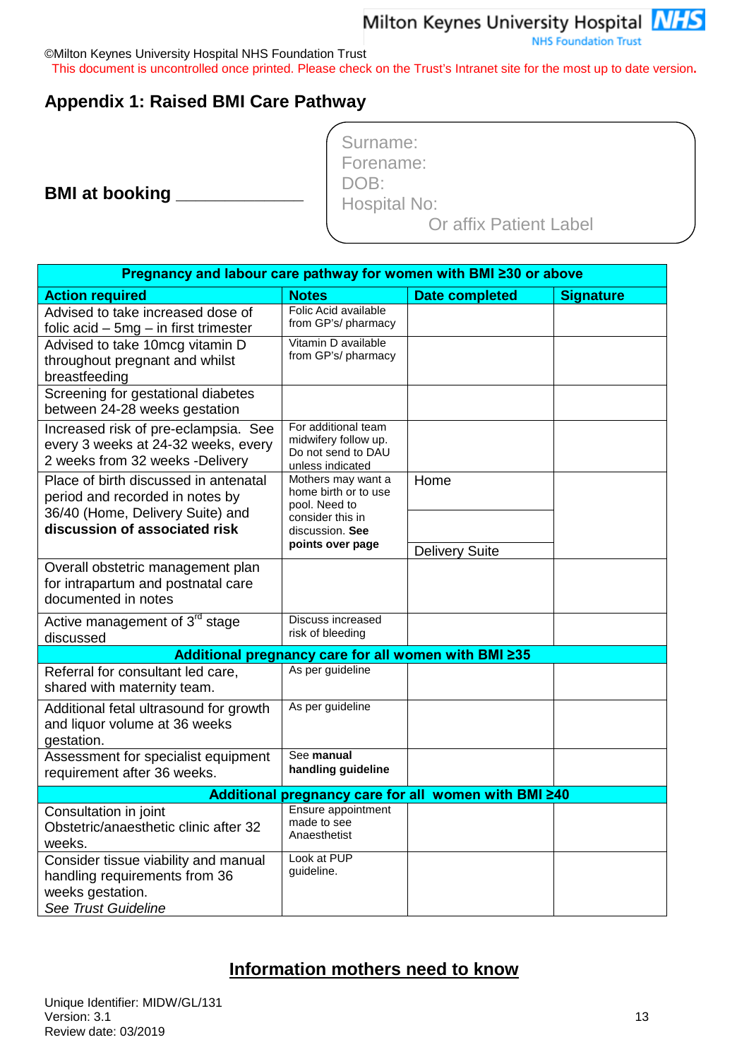©Milton Keynes University Hospital NHS Foundation Trust

This document is uncontrolled once printed. Please check on the Trust's Intranet site for the most up to date version.

## Appendix 1: Raised BMI Care Pathway

**BMI at booking** ______________

Surname:
Forename:
DOB:
Hospital No:
Or affix Patient Label

| Pregnancy and labour care pathway for women with BMI ≥30 or above | | | |
|---|---|---|---|
| **Action required** | **Notes** | **Date completed** | **Signature** |
| Advised to take increased dose of folic acid – 5mg – in first trimester | Folic Acid available from GP's/ pharmacy | | |
| Advised to take 10mcg vitamin D throughout pregnant and whilst breastfeeding | Vitamin D available from GP's/ pharmacy | | |
| Screening for gestational diabetes between 24-28 weeks gestation | | | |
| Increased risk of pre-eclampsia. See every 3 weeks at 24-32 weeks, every 2 weeks from 32 weeks -Delivery | For additional team midwifery follow up. Do not send to DAU unless indicated | | |
| Place of birth discussed in antenatal period and recorded in notes by 36/40 (Home, Delivery Suite) and **discussion of associated risk** | Mothers may want a home birth or to use pool. Need to consider this in discussion. **See points over page** | Home<br><br>Delivery Suite | |
| Overall obstetric management plan for intrapartum and postnatal care documented in notes | | | |
| Active management of 3rd stage discussed | Discuss increased risk of bleeding | | |
| **Additional pregnancy care for all women with BMI ≥35** | | | |
| Referral for consultant led care, shared with maternity team. | As per guideline | | |
| Additional fetal ultrasound for growth and liquor volume at 36 weeks gestation. | As per guideline | | |
| Assessment for specialist equipment requirement after 36 weeks. | See **manual handling guideline** | | |
| **Additional pregnancy care for all women with BMI ≥40** | | | |
| Consultation in joint Obstetric/anaesthetic clinic after 32 weeks. | Ensure appointment made to see Anaesthetist | | |
| Consider tissue viability and manual handling requirements from 36 weeks gestation.<br>*See Trust Guideline* | Look at PUP guideline. | | |

## Information mothers need to know

Unique Identifier: MIDW/GL/131
Version: 3.1
Review date: 03/2019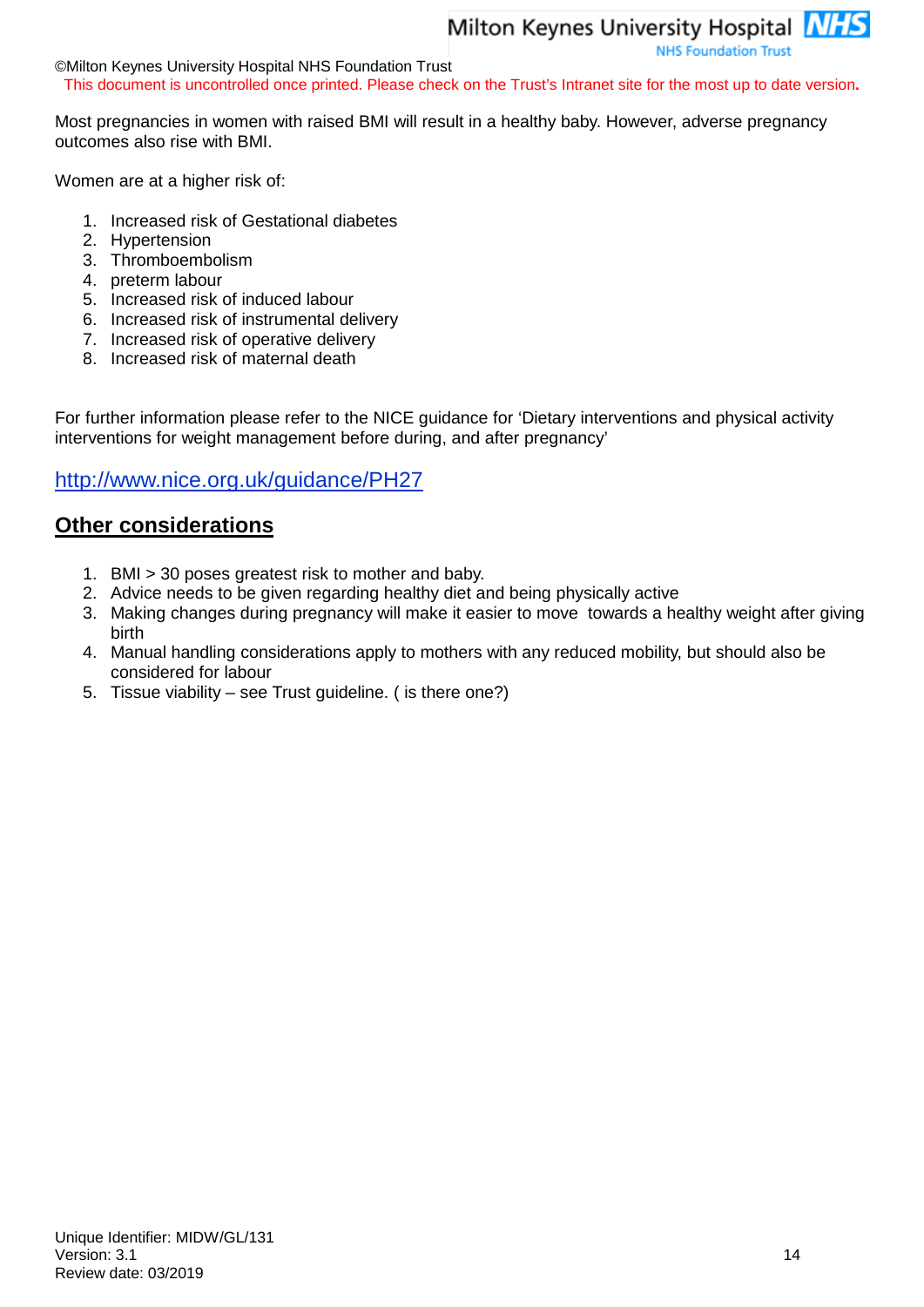Most pregnancies in women with raised BMI will result in a healthy baby. However, adverse pregnancy outcomes also rise with BMI.

Women are at a higher risk of:

1. Increased risk of Gestational diabetes
2. Hypertension
3. Thromboembolism
4. preterm labour
5. Increased risk of induced labour
6. Increased risk of instrumental delivery
7. Increased risk of operative delivery
8. Increased risk of maternal death

For further information please refer to the NICE guidance for 'Dietary interventions and physical activity interventions for weight management before during, and after pregnancy'

http://www.nice.org.uk/guidance/PH27

## Other considerations

1. BMI > 30 poses greatest risk to mother and baby.
2. Advice needs to be given regarding healthy diet and being physically active
3. Making changes during pregnancy will make it easier to move towards a healthy weight after giving birth
4. Manual handling considerations apply to mothers with any reduced mobility, but should also be considered for labour
5. Tissue viability – see Trust guideline. ( is there one?)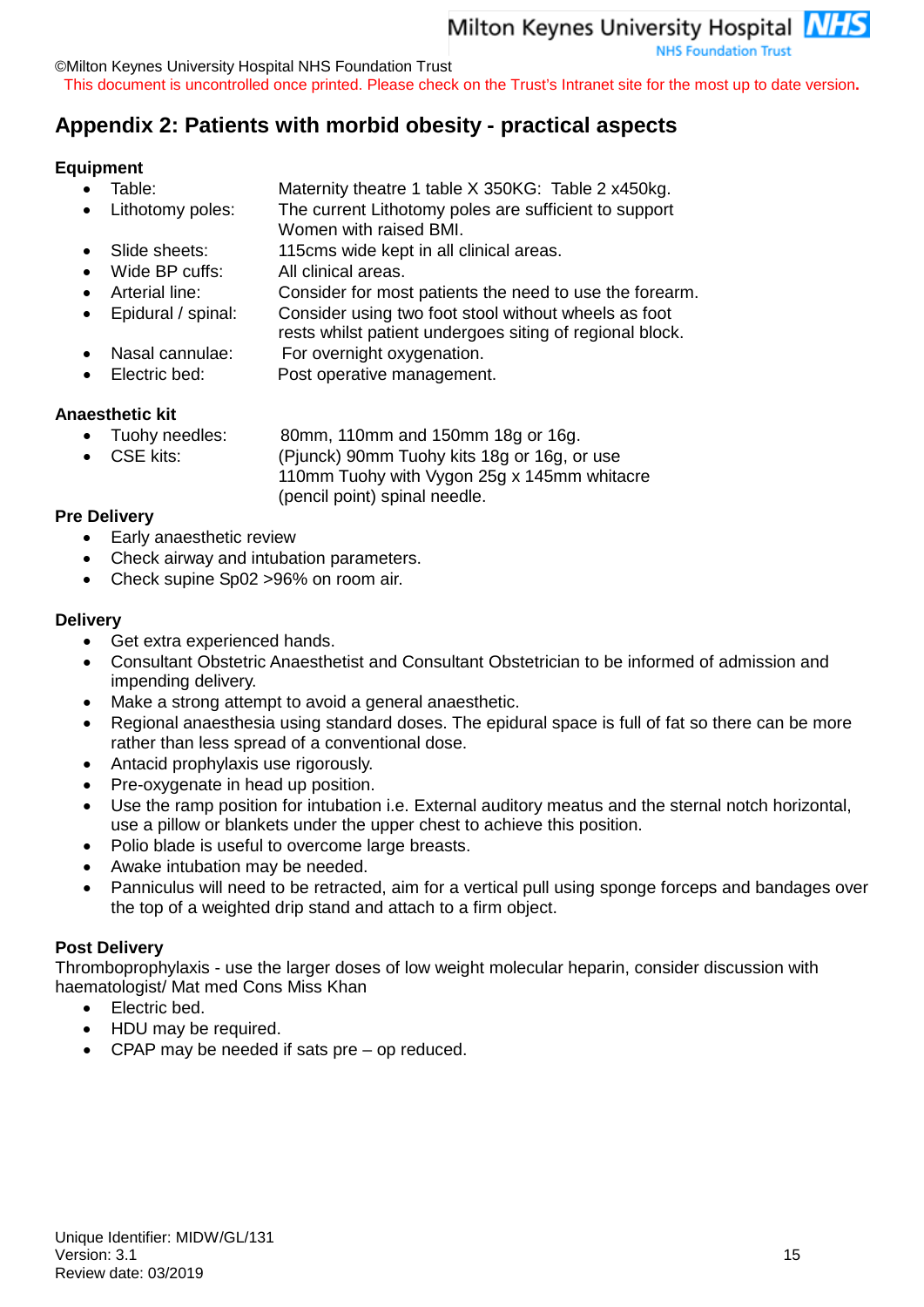©Milton Keynes University Hospital NHS Foundation Trust

This document is uncontrolled once printed. Please check on the Trust's Intranet site for the most up to date version.

## Appendix 2: Patients with morbid obesity - practical aspects

**Equipment**

- Table: Maternity theatre 1 table X 350KG: Table 2 x450kg.
- Lithotomy poles: The current Lithotomy poles are sufficient to support Women with raised BMI.
- Slide sheets: 115cms wide kept in all clinical areas.
- Wide BP cuffs: All clinical areas.
- Arterial line: Consider for most patients the need to use the forearm.
- Epidural / spinal: Consider using two foot stool without wheels as foot rests whilst patient undergoes siting of regional block.
- Nasal cannulae: For overnight oxygenation.
- Electric bed: Post operative management.

**Anaesthetic kit**

- Tuohy needles: 80mm, 110mm and 150mm 18g or 16g.
- CSE kits: (Pjunck) 90mm Tuohy kits 18g or 16g, or use 110mm Tuohy with Vygon 25g x 145mm whitacre (pencil point) spinal needle.

**Pre Delivery**

- Early anaesthetic review
- Check airway and intubation parameters.
- Check supine Sp02 >96% on room air.

**Delivery**

- Get extra experienced hands.
- Consultant Obstetric Anaesthetist and Consultant Obstetrician to be informed of admission and impending delivery.
- Make a strong attempt to avoid a general anaesthetic.
- Regional anaesthesia using standard doses. The epidural space is full of fat so there can be more rather than less spread of a conventional dose.
- Antacid prophylaxis use rigorously.
- Pre-oxygenate in head up position.
- Use the ramp position for intubation i.e. External auditory meatus and the sternal notch horizontal, use a pillow or blankets under the upper chest to achieve this position.
- Polio blade is useful to overcome large breasts.
- Awake intubation may be needed.
- Panniculus will need to be retracted, aim for a vertical pull using sponge forceps and bandages over the top of a weighted drip stand and attach to a firm object.

**Post Delivery**

Thromboprophylaxis - use the larger doses of low weight molecular heparin, consider discussion with haematologist/ Mat med Cons Miss Khan

- Electric bed.
- HDU may be required.
- CPAP may be needed if sats pre – op reduced.

Unique Identifier: MIDW/GL/131
Version: 3.1
Review date: 03/2019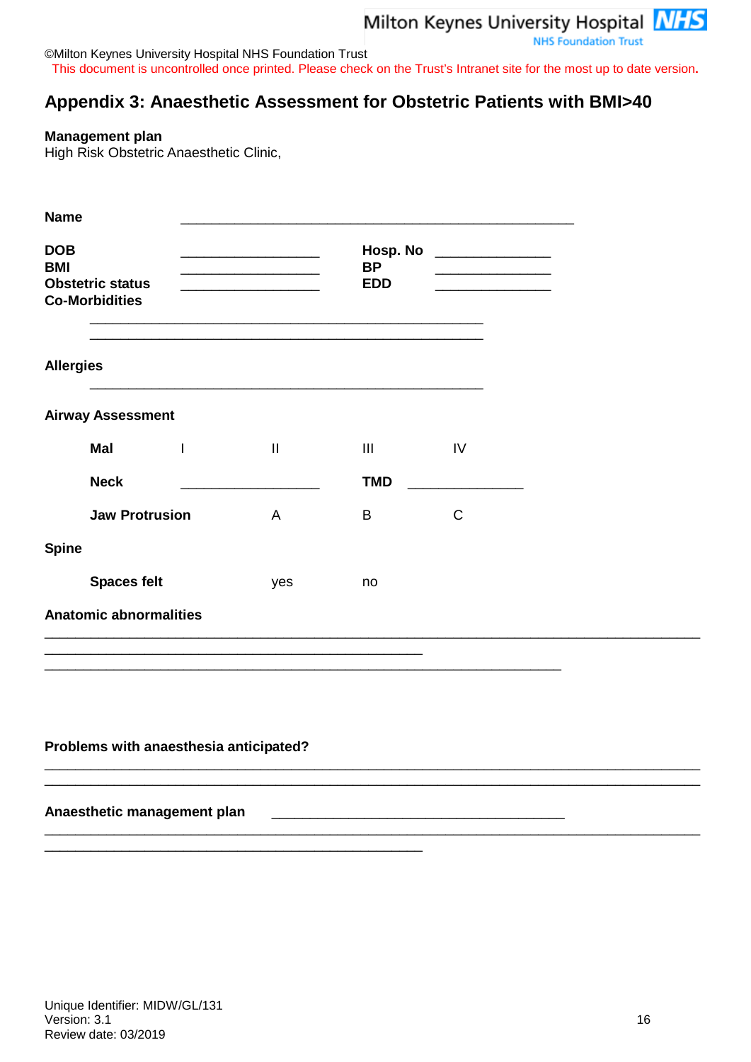©Milton Keynes University Hospital NHS Foundation Trust

This document is uncontrolled once printed. Please check on the Trust's Intranet site for the most up to date version.

## Appendix 3: Anaesthetic Assessment for Obstetric Patients with BMI>40

**Management plan**
High Risk Obstetric Anaesthetic Clinic,

**Name** ______________________________________________

**DOB** ________________ **Hosp. No** ______________

**BMI** ________________ **BP** ______________

**Obstetric status** ________________ **EDD** ______________

**Co-Morbidities**

______________________________________________

______________________________________________

**Allergies**

______________________________________________

**Airway Assessment**

**Mal** I II III IV

**Neck** ________________ **TMD** ______________

**Jaw Protrusion** A B C

**Spine**

**Spaces felt** yes no

**Anatomic abnormalities**

______________________________________________________________________________

______________________________________________

____________________________________________________________

**Problems with anaesthesia anticipated?**

______________________________________________________________________________

______________________________________________________________________________

**Anaesthetic management plan** ____________________________________

______________________________________________________________________________

______________________________________________

Unique Identifier: MIDW/GL/131
Version: 3.1
Review date: 03/2019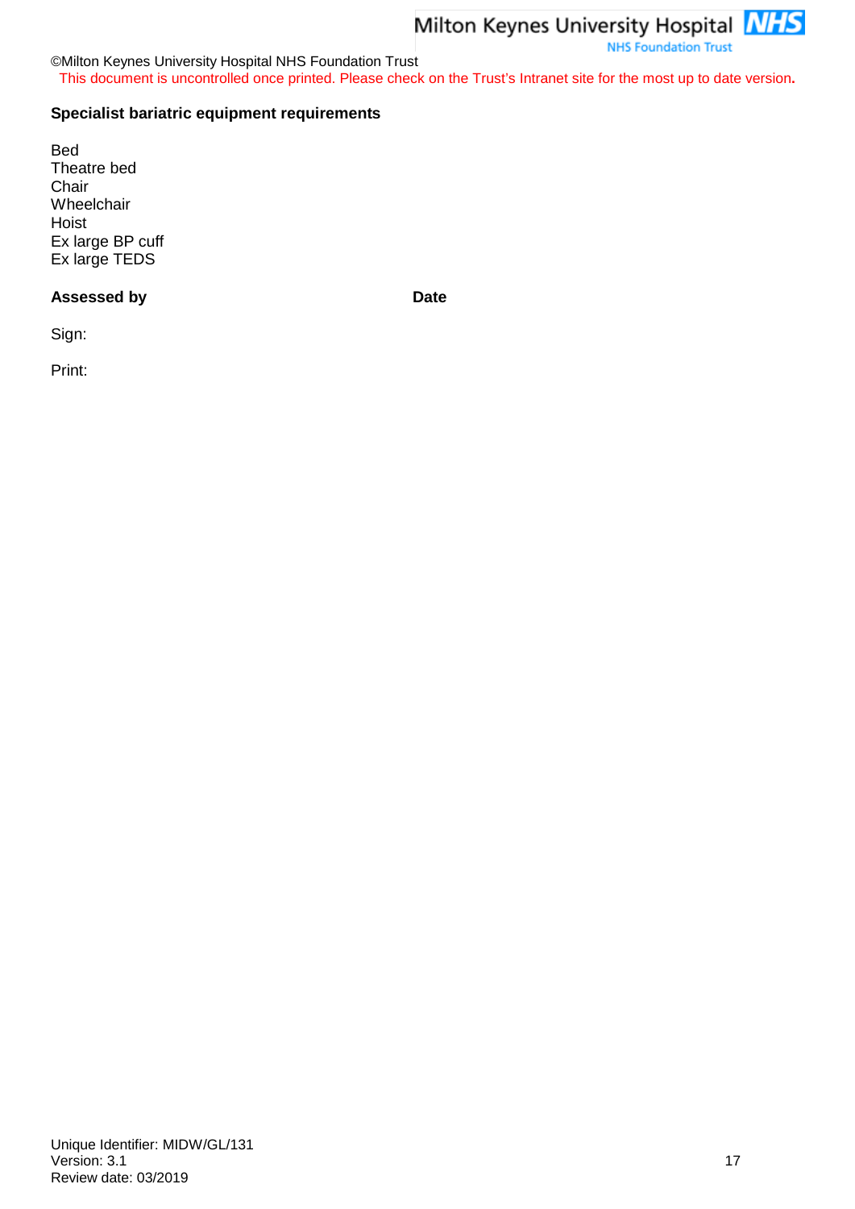**Specialist bariatric equipment requirements**

Bed
Theatre bed
Chair
Wheelchair
Hoist
Ex large BP cuff
Ex large TEDS

**Assessed by** **Date**

Sign:

Print: